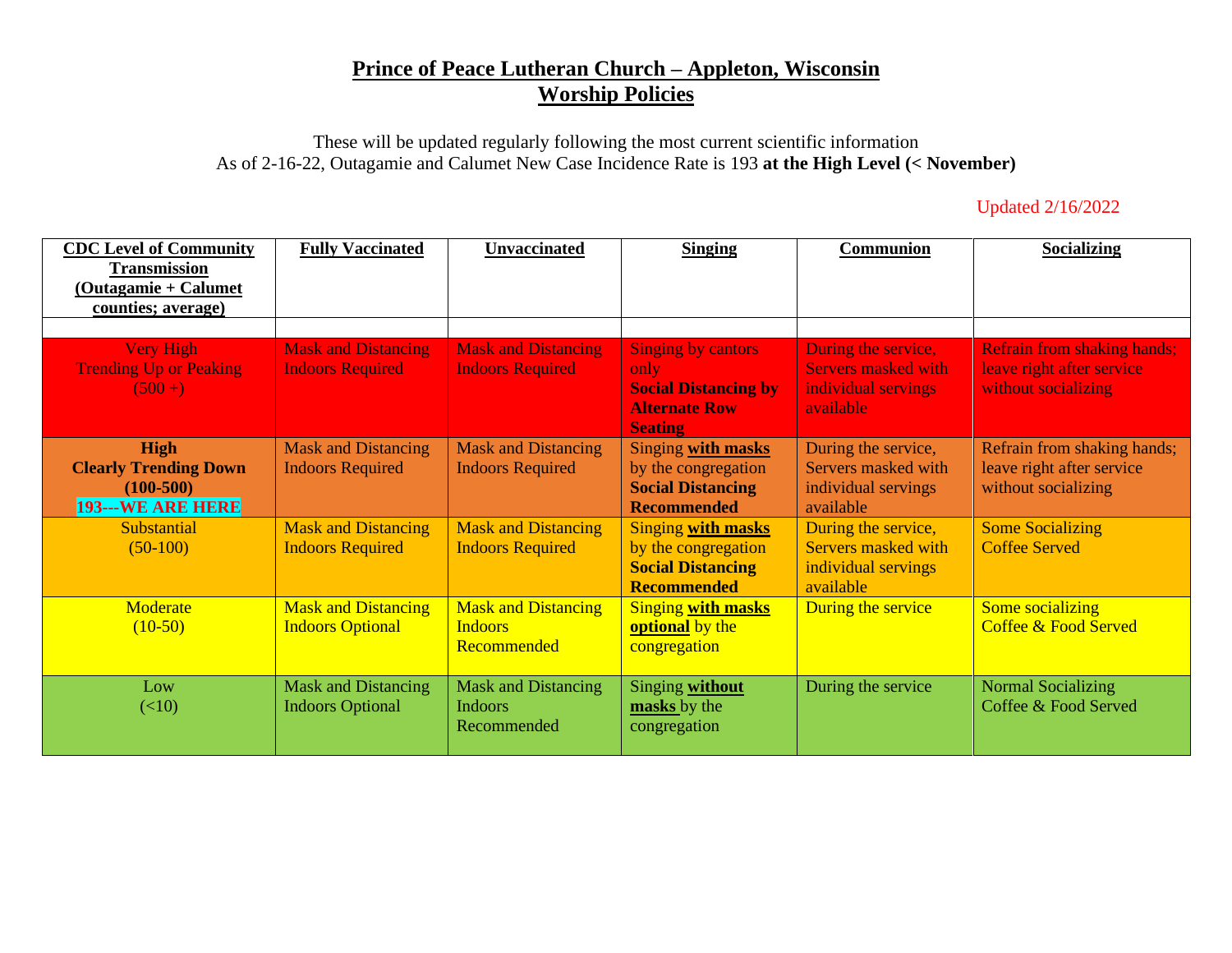# Prince of Peace Lutheran Church – Appleton, Wisconsin
## Worship Policies

These will be updated regularly following the most current scientific information
As of 2-16-22, Outagamie and Calumet New Case Incidence Rate is 193 **at the High Level (< November)**

Updated 2/16/2022

| CDC Level of Community Transmission (Outagamie + Calumet counties; average) | Fully Vaccinated | Unvaccinated | Singing | Communion | Socializing |
|---|---|---|---|---|---|
| | | | | | |
| Very High Trending Up or Peaking (500 +) | Mask and Distancing Indoors Required | Mask and Distancing Indoors Required | Singing by cantors only **Social Distancing by Alternate Row Seating** | During the service, Servers masked with individual servings available | Refrain from shaking hands; leave right after service without socializing |
| **High Clearly Trending Down (100-500)** **193---WE ARE HERE** | Mask and Distancing Indoors Required | Mask and Distancing Indoors Required | Singing **with masks** by the congregation **Social Distancing Recommended** | During the service, Servers masked with individual servings available | Refrain from shaking hands; leave right after service without socializing |
| Substantial (50-100) | Mask and Distancing Indoors Required | Mask and Distancing Indoors Required | Singing **with masks** by the congregation **Social Distancing Recommended** | During the service, Servers masked with individual servings available | Some Socializing Coffee Served |
| Moderate (10-50) | Mask and Distancing Indoors Optional | Mask and Distancing Indoors Recommended | Singing **with masks optional** by the congregation | During the service | Some socializing Coffee & Food Served |
| Low (<10) | Mask and Distancing Indoors Optional | Mask and Distancing Indoors Recommended | Singing **without masks** by the congregation | During the service | Normal Socializing Coffee & Food Served |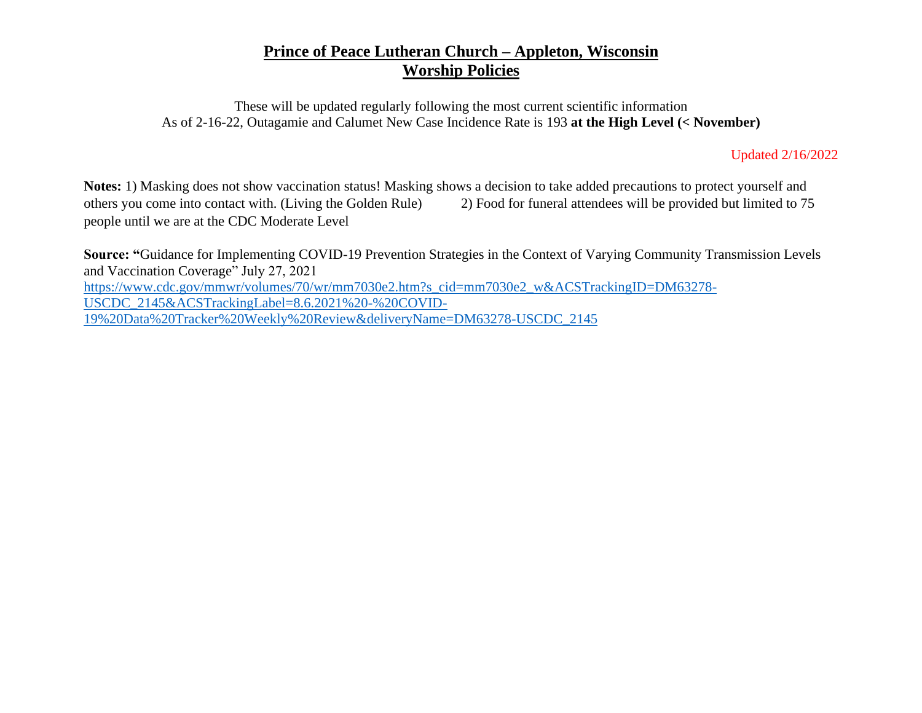# Prince of Peace Lutheran Church – Appleton, Wisconsin
## Worship Policies

These will be updated regularly following the most current scientific information
As of 2-16-22, Outagamie and Calumet New Case Incidence Rate is 193 **at the High Level (< November)**

Updated 2/16/2022

**Notes:** 1) Masking does not show vaccination status! Masking shows a decision to take added precautions to protect yourself and others you come into contact with. (Living the Golden Rule) 2) Food for funeral attendees will be provided but limited to 75 people until we are at the CDC Moderate Level

**Source: "**Guidance for Implementing COVID-19 Prevention Strategies in the Context of Varying Community Transmission Levels and Vaccination Coverage" July 27, 2021
https://www.cdc.gov/mmwr/volumes/70/wr/mm7030e2.htm?s_cid=mm7030e2_w&ACSTrackingID=DM63278-USCDC_2145&ACSTrackingLabel=8.6.2021%20-%20COVID-19%20Data%20Tracker%20Weekly%20Review&deliveryName=DM63278-USCDC_2145